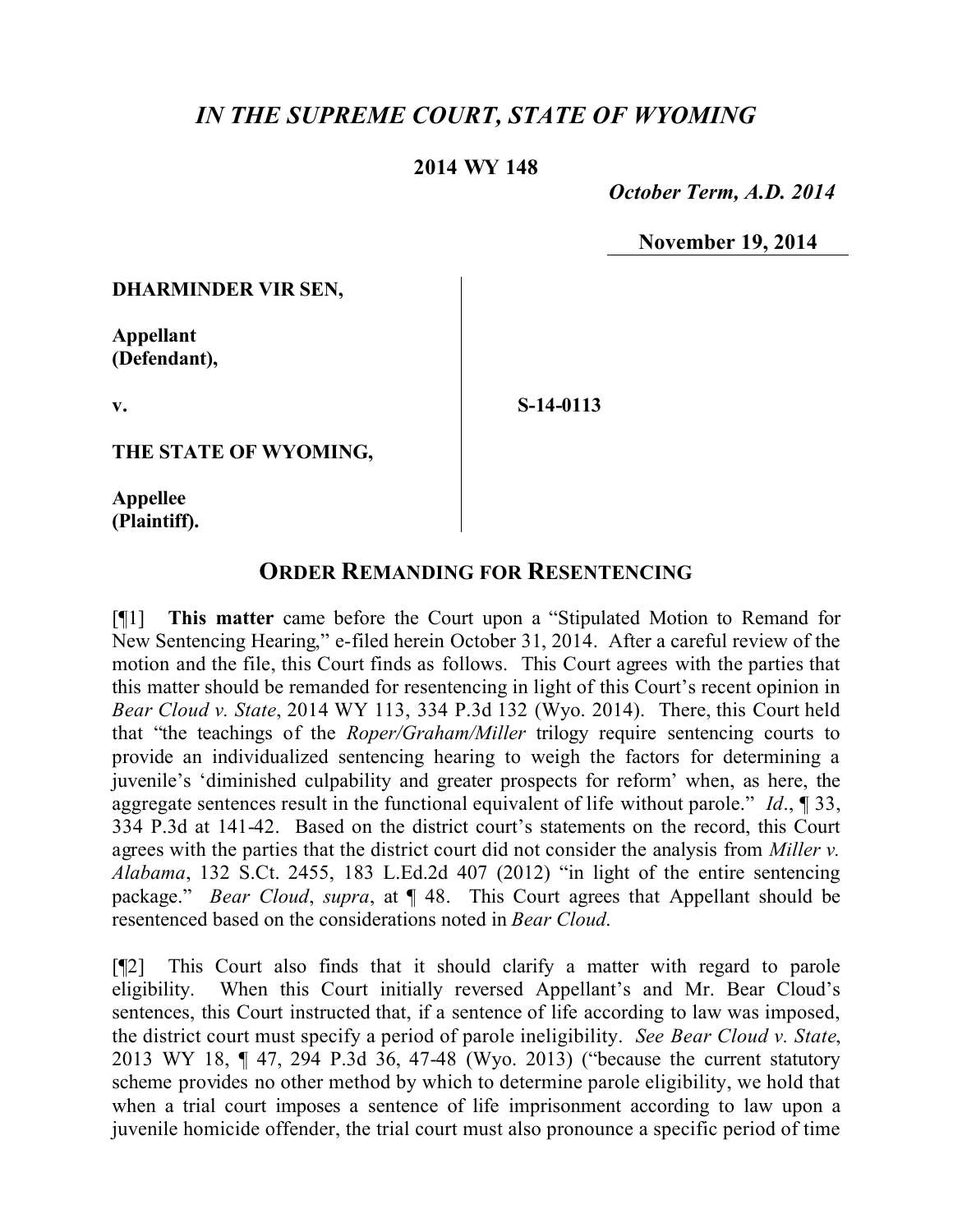# *IN THE SUPREME COURT, STATE OF WYOMING*

**2014 WY 148**

*October Term, A.D. 2014*

**November 19, 2014**

**DHARMINDER VIR SEN,**

**Appellant (Defendant),**

**v.**

**S-14-0113**

**THE STATE OF WYOMING,**

**Appellee (Plaintiff).**

## ORDER REMANDING FOR RESENTENCING

[¶1] **This matter** came before the Court upon a "Stipulated Motion to Remand for New Sentencing Hearing," e-filed herein October 31, 2014. After a careful review of the motion and the file, this Court finds as follows. This Court agrees with the parties that this matter should be remanded for resentencing in light of this Court's recent opinion in *Bear Cloud v. State*, 2014 WY 113, 334 P.3d 132 (Wyo. 2014). There, this Court held that "the teachings of the *Roper/Graham/Miller* trilogy require sentencing courts to provide an individualized sentencing hearing to weigh the factors for determining a juvenile's 'diminished culpability and greater prospects for reform' when, as here, the aggregate sentences result in the functional equivalent of life without parole." *Id*., ¶ 33, 334 P.3d at 141-42. Based on the district court's statements on the record, this Court agrees with the parties that the district court did not consider the analysis from *Miller v. Alabama*, 132 S.Ct. 2455, 183 L.Ed.2d 407 (2012) "in light of the entire sentencing package." *Bear Cloud*, *supra*, at ¶ 48. This Court agrees that Appellant should be resentenced based on the considerations noted in *Bear Cloud*.

[¶2] This Court also finds that it should clarify a matter with regard to parole eligibility. When this Court initially reversed Appellant's and Mr. Bear Cloud's sentences, this Court instructed that, if a sentence of life according to law was imposed, the district court must specify a period of parole ineligibility. *See Bear Cloud v. State*, 2013 WY 18, ¶ 47, 294 P.3d 36, 47-48 (Wyo. 2013) ("because the current statutory scheme provides no other method by which to determine parole eligibility, we hold that when a trial court imposes a sentence of life imprisonment according to law upon a juvenile homicide offender, the trial court must also pronounce a specific period of time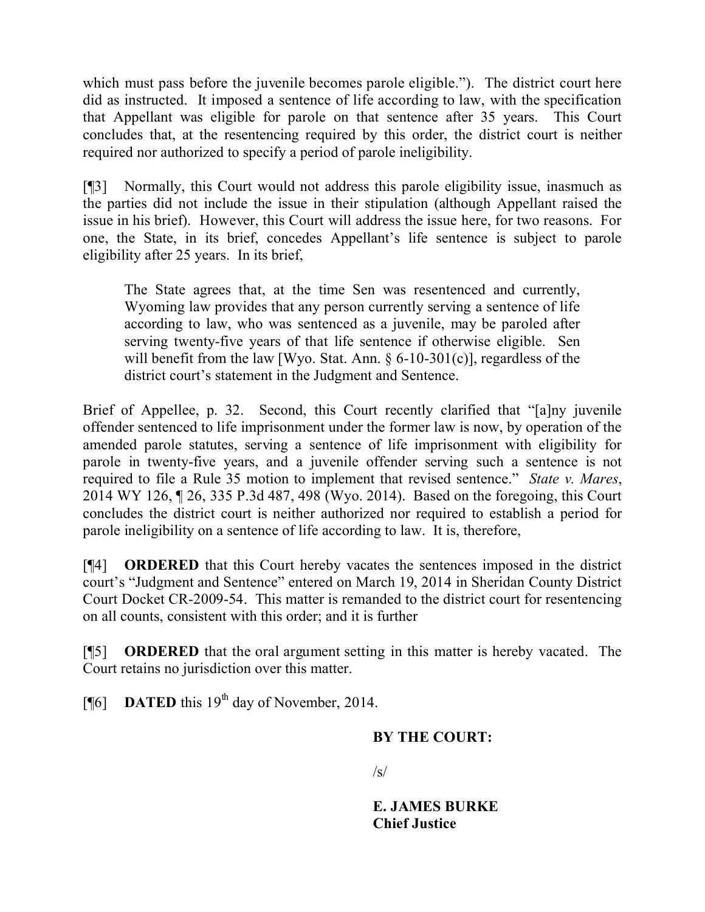which must pass before the juvenile becomes parole eligible."). The district court here did as instructed. It imposed a sentence of life according to law, with the specification that Appellant was eligible for parole on that sentence after 35 years. This Court concludes that, at the resentencing required by this order, the district court is neither required nor authorized to specify a period of parole ineligibility.

[¶3] Normally, this Court would not address this parole eligibility issue, inasmuch as the parties did not include the issue in their stipulation (although Appellant raised the issue in his brief). However, this Court will address the issue here, for two reasons. For one, the State, in its brief, concedes Appellant's life sentence is subject to parole eligibility after 25 years. In its brief,

> The State agrees that, at the time Sen was resentenced and currently, Wyoming law provides that any person currently serving a sentence of life according to law, who was sentenced as a juvenile, may be paroled after serving twenty-five years of that life sentence if otherwise eligible. Sen will benefit from the law [Wyo. Stat. Ann. § 6-10-301(c)], regardless of the district court's statement in the Judgment and Sentence.

Brief of Appellee, p. 32. Second, this Court recently clarified that "[a]ny juvenile offender sentenced to life imprisonment under the former law is now, by operation of the amended parole statutes, serving a sentence of life imprisonment with eligibility for parole in twenty-five years, and a juvenile offender serving such a sentence is not required to file a Rule 35 motion to implement that revised sentence." *State v. Mares*, 2014 WY 126, ¶ 26, 335 P.3d 487, 498 (Wyo. 2014). Based on the foregoing, this Court concludes the district court is neither authorized nor required to establish a period for parole ineligibility on a sentence of life according to law. It is, therefore,

[¶4] **ORDERED** that this Court hereby vacates the sentences imposed in the district court's "Judgment and Sentence" entered on March 19, 2014 in Sheridan County District Court Docket CR-2009-54. This matter is remanded to the district court for resentencing on all counts, consistent with this order; and it is further

[¶5] **ORDERED** that the oral argument setting in this matter is hereby vacated. The Court retains no jurisdiction over this matter.

[¶6] **DATED** this 19th day of November, 2014.

**BY THE COURT:**

/s/

**E. JAMES BURKE**
**Chief Justice**